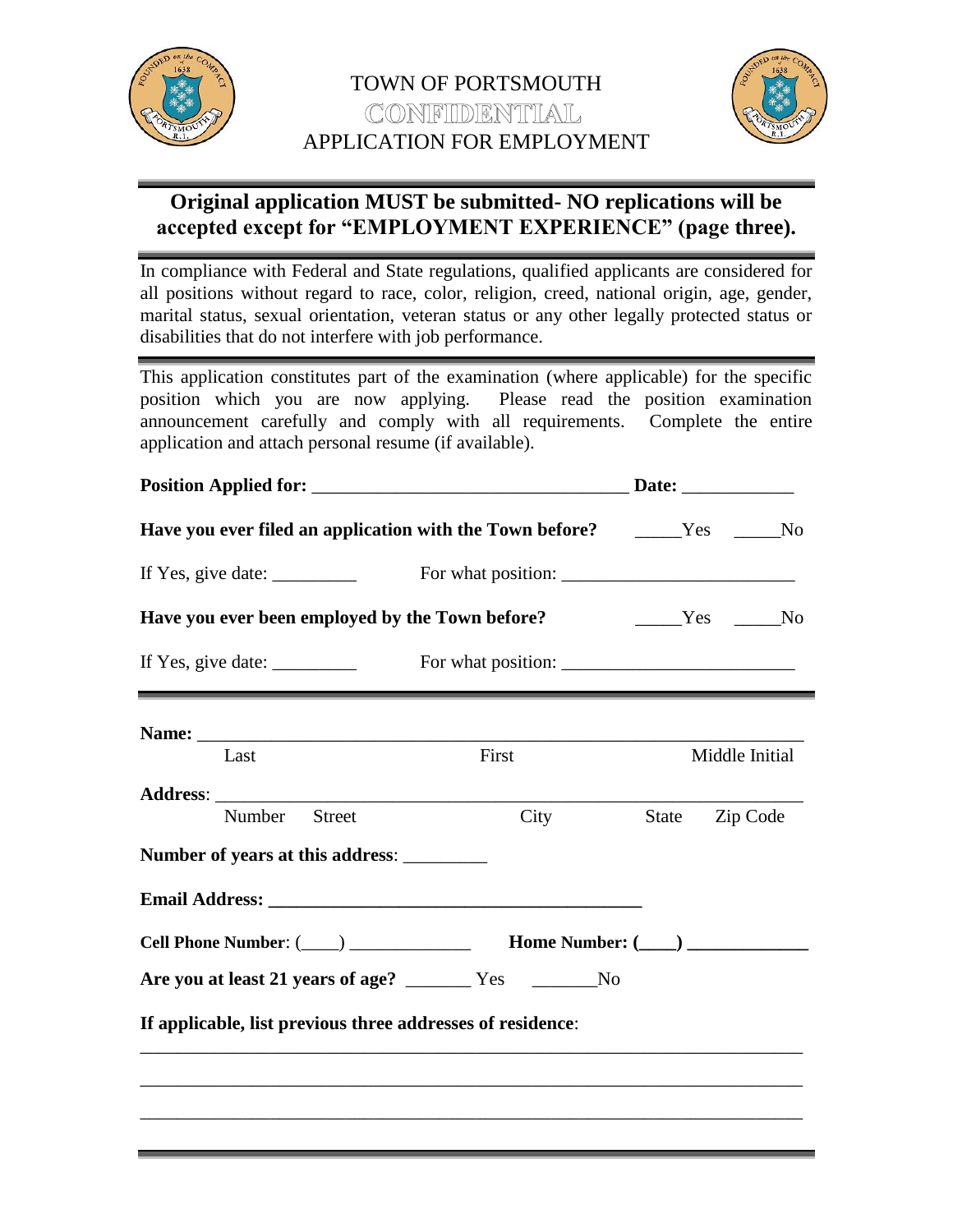# TOWN OF PORTSMOUTH
## CONFIDENTIAL
## APPLICATION FOR EMPLOYMENT

**Original application MUST be submitted- NO replications will be accepted except for "EMPLOYMENT EXPERIENCE" (page three).**

In compliance with Federal and State regulations, qualified applicants are considered for all positions without regard to race, color, religion, creed, national origin, age, gender, marital status, sexual orientation, veteran status or any other legally protected status or disabilities that do not interfere with job performance.

This application constitutes part of the examination (where applicable) for the specific position which you are now applying. Please read the position examination announcement carefully and comply with all requirements. Complete the entire application and attach personal resume (if available).

**Position Applied for:** ________________________________ **Date:** ____________

**Have you ever filed an application with the Town before?** _____Yes _____No

If Yes, give date: _________ For what position: ________________________

**Have you ever been employed by the Town before?** _____Yes _____No

If Yes, give date: _________ For what position: ________________________

**Name:** ______________________________________________________________
Last First Middle Initial

**Address**: ____________________________________________________________
Number Street City State Zip Code

**Number of years at this address**: _________

**Email Address:** ________________________________________

**Cell Phone Number**: (____) _____________ **Home Number: (____) _____________**

**Are you at least 21 years of age?** _______ Yes _______No

**If applicable, list previous three addresses of residence**:

_____________________________________________________________________

_____________________________________________________________________

_____________________________________________________________________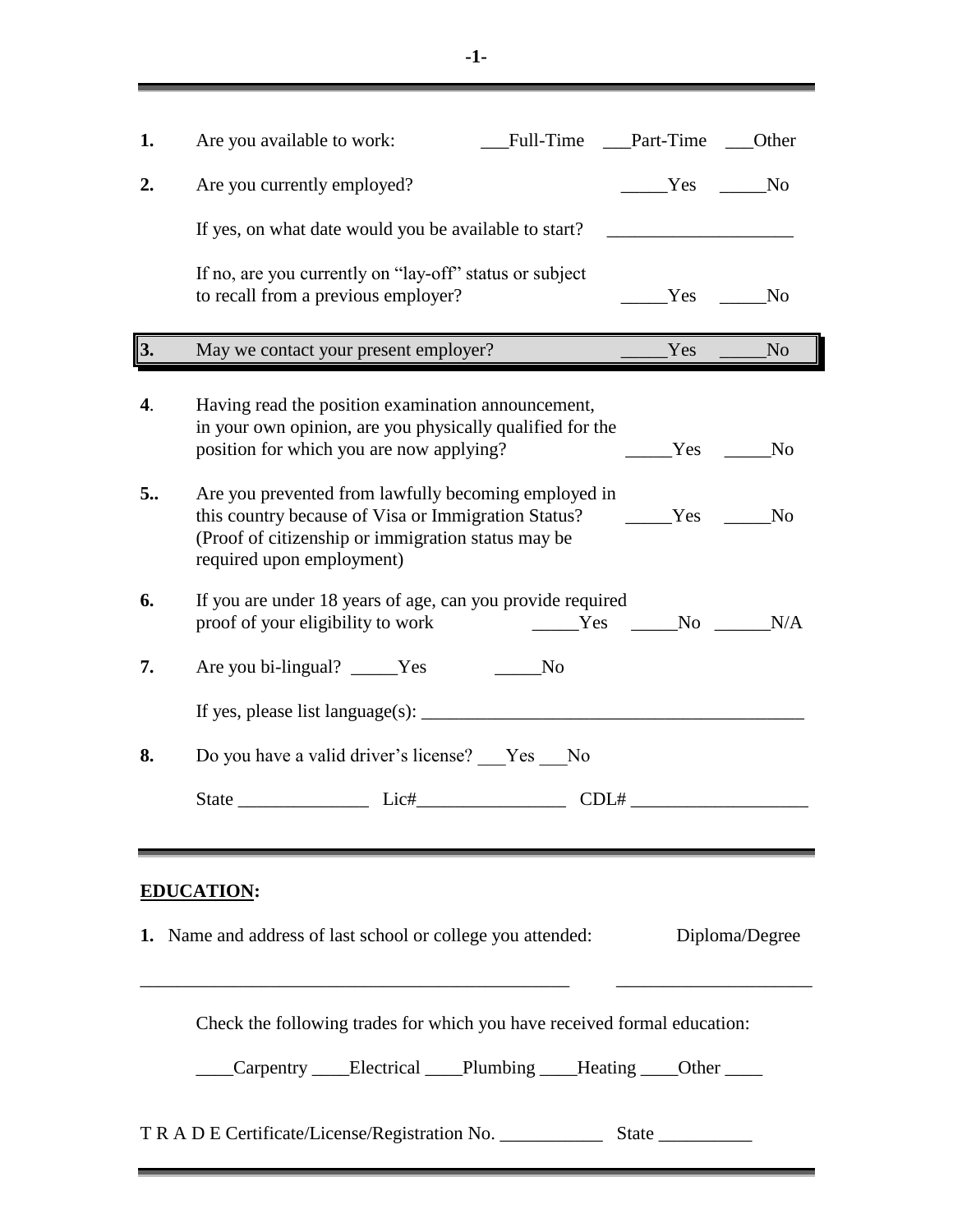1. Are you available to work: \_\_\_Full-Time \_\_\_Part-Time \_\_\_Other

2. Are you currently employed? \_\_\_\_\_Yes \_\_\_\_\_No

   If yes, on what date would you be available to start? \_\_\_\_\_\_\_\_\_\_\_\_\_\_\_\_\_\_\_\_

   If no, are you currently on "lay-off" status or subject to recall from a previous employer? \_\_\_\_\_Yes \_\_\_\_\_No

3. May we contact your present employer? \_\_\_\_\_Yes \_\_\_\_\_No

4. Having read the position examination announcement, in your own opinion, are you physically qualified for the position for which you are now applying? \_\_\_\_\_Yes \_\_\_\_\_No

5.. Are you prevented from lawfully becoming employed in this country because of Visa or Immigration Status? \_\_\_\_\_Yes \_\_\_\_\_No
(Proof of citizenship or immigration status may be required upon employment)

6. If you are under 18 years of age, can you provide required proof of your eligibility to work \_\_\_\_\_Yes \_\_\_\_\_No \_\_\_\_\_\_N/A

7. Are you bi-lingual? \_\_\_\_\_Yes \_\_\_\_\_No

   If yes, please list language(s): \_\_\_\_\_\_\_\_\_\_\_\_\_\_\_\_\_\_\_\_\_\_\_\_\_\_\_\_\_\_\_\_\_\_\_\_\_\_\_\_

8. Do you have a valid driver's license? \_\_\_Yes \_\_\_No

   State \_\_\_\_\_\_\_\_\_\_\_\_\_\_ Lic#\_\_\_\_\_\_\_\_\_\_\_\_\_\_\_\_ CDL# \_\_\_\_\_\_\_\_\_\_\_\_\_\_\_\_\_\_\_

---

**EDUCATION:**

1. Name and address of last school or college you attended: Diploma/Degree

\_\_\_\_\_\_\_\_\_\_\_\_\_\_\_\_\_\_\_\_\_\_\_\_\_\_\_\_\_\_\_\_\_\_\_\_\_\_\_\_\_\_\_\_\_\_\_ \_\_\_\_\_\_\_\_\_\_\_\_\_\_\_\_\_\_\_\_\_

Check the following trades for which you have received formal education:

\_\_\_\_Carpentry \_\_\_\_Electrical \_\_\_\_Plumbing \_\_\_\_Heating \_\_\_\_Other \_\_\_\_

T R A D E Certificate/License/Registration No. \_\_\_\_\_\_\_\_\_\_\_ State \_\_\_\_\_\_\_\_\_\_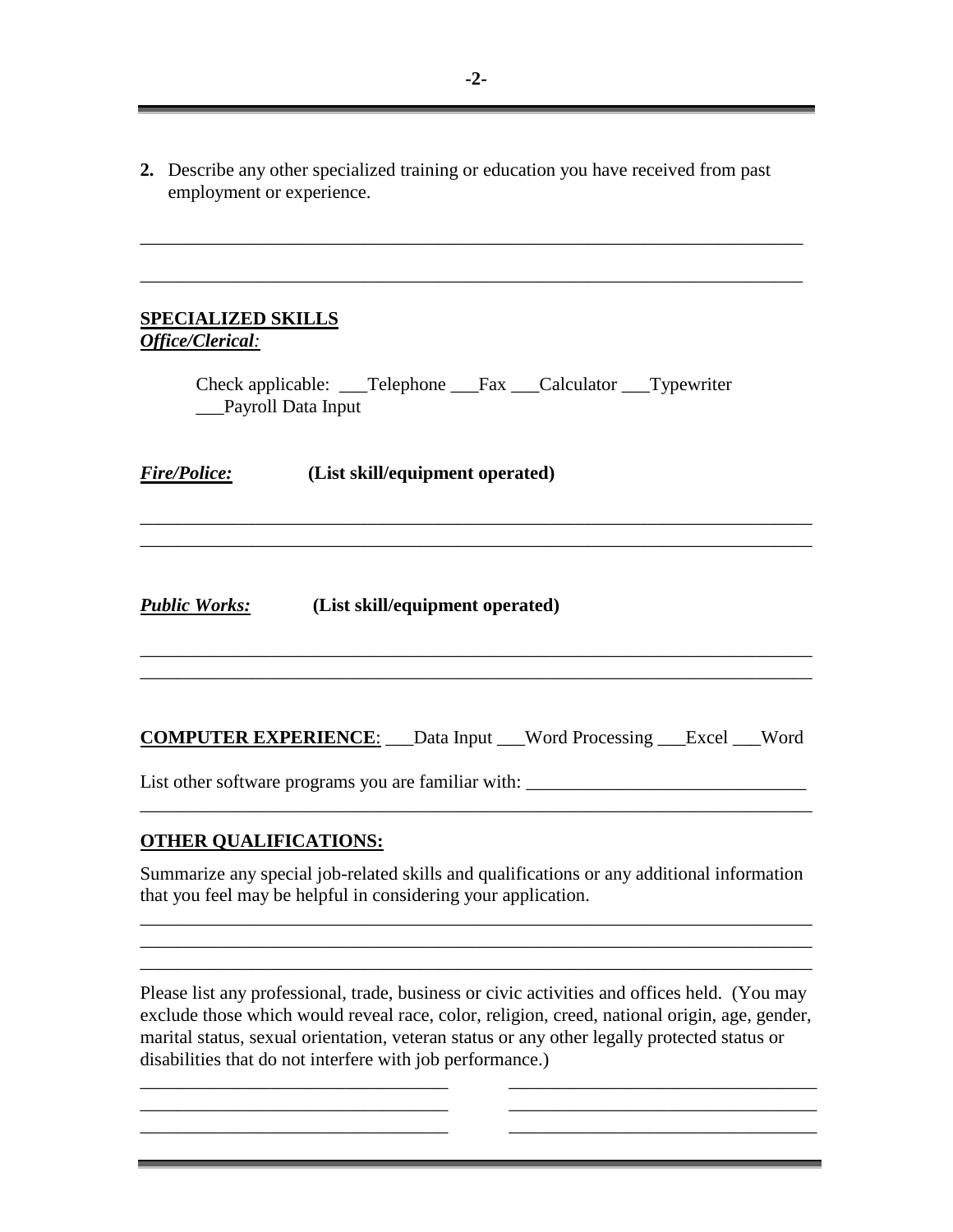**2.** Describe any other specialized training or education you have received from past employment or experience.

___________________________________________________________________________

___________________________________________________________________________

**SPECIALIZED SKILLS**

***Office/Clerical:***

Check applicable: ___Telephone ___Fax ___Calculator ___Typewriter ___Payroll Data Input

***Fire/Police:*** **(List skill/equipment operated)**

___________________________________________________________________________

___________________________________________________________________________

***Public Works:*** **(List skill/equipment operated)**

___________________________________________________________________________

___________________________________________________________________________

**COMPUTER EXPERIENCE**: ___Data Input ___Word Processing ___Excel ___Word

List other software programs you are familiar with: ______________________________

___________________________________________________________________________

**OTHER QUALIFICATIONS:**

Summarize any special job-related skills and qualifications or any additional information that you feel may be helpful in considering your application.

___________________________________________________________________________

___________________________________________________________________________

___________________________________________________________________________

Please list any professional, trade, business or civic activities and offices held. (You may exclude those which would reveal race, color, religion, creed, national origin, age, gender, marital status, sexual orientation, veteran status or any other legally protected status or disabilities that do not interfere with job performance.)

_________________________________ _________________________________

_________________________________ _________________________________

_________________________________ _________________________________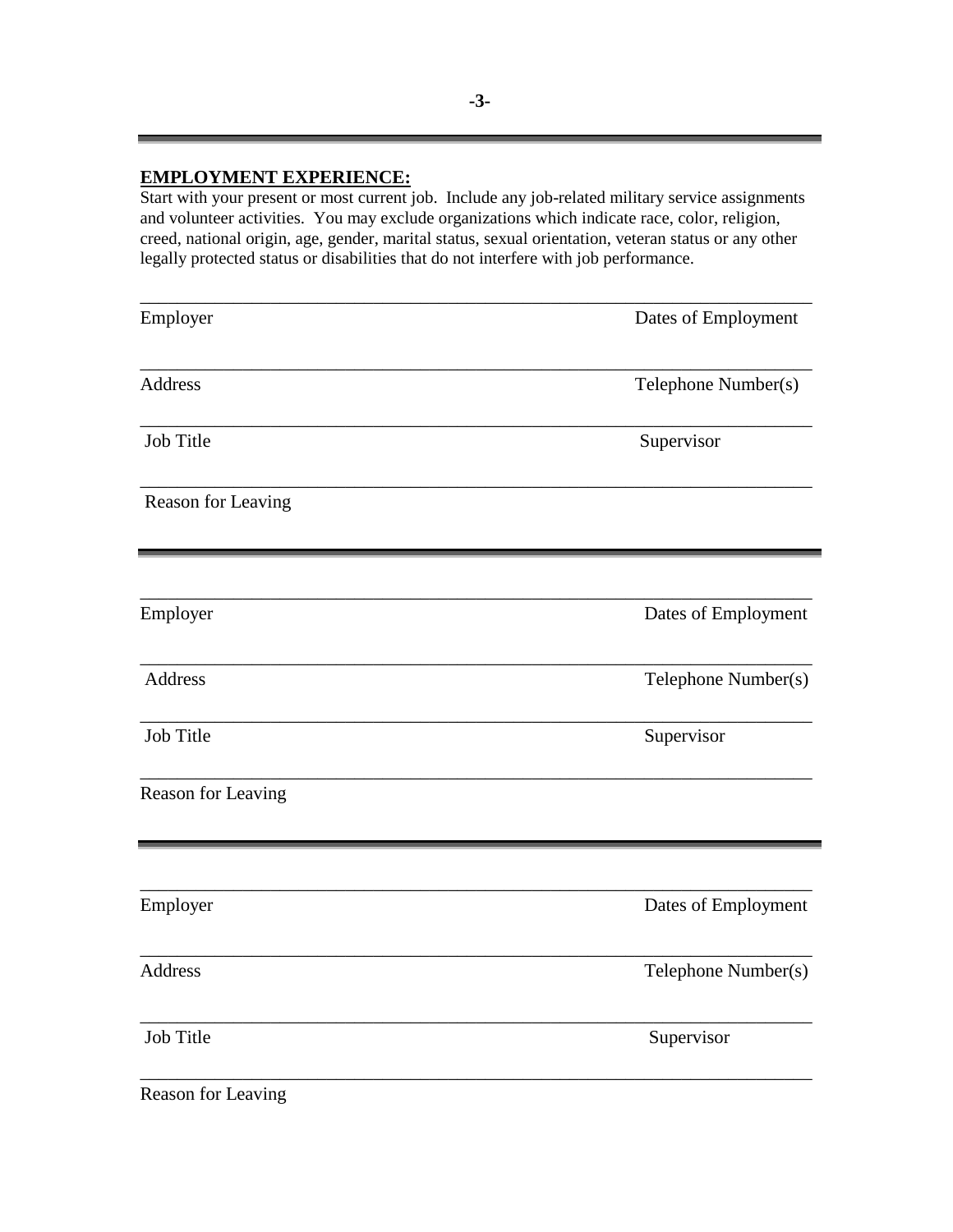**EMPLOYMENT EXPERIENCE:**

Start with your present or most current job. Include any job-related military service assignments and volunteer activities. You may exclude organizations which indicate race, color, religion, creed, national origin, age, gender, marital status, sexual orientation, veteran status or any other legally protected status or disabilities that do not interfere with job performance.

______________________________________________________________________________

Employer Dates of Employment

______________________________________________________________________________

Address Telephone Number(s)

______________________________________________________________________________

Job Title Supervisor

______________________________________________________________________________

Reason for Leaving

---

______________________________________________________________________________

Employer Dates of Employment

______________________________________________________________________________

Address Telephone Number(s)

______________________________________________________________________________

Job Title Supervisor

______________________________________________________________________________

Reason for Leaving

---

______________________________________________________________________________

Employer Dates of Employment

______________________________________________________________________________

Address Telephone Number(s)

______________________________________________________________________________

Job Title Supervisor

______________________________________________________________________________

Reason for Leaving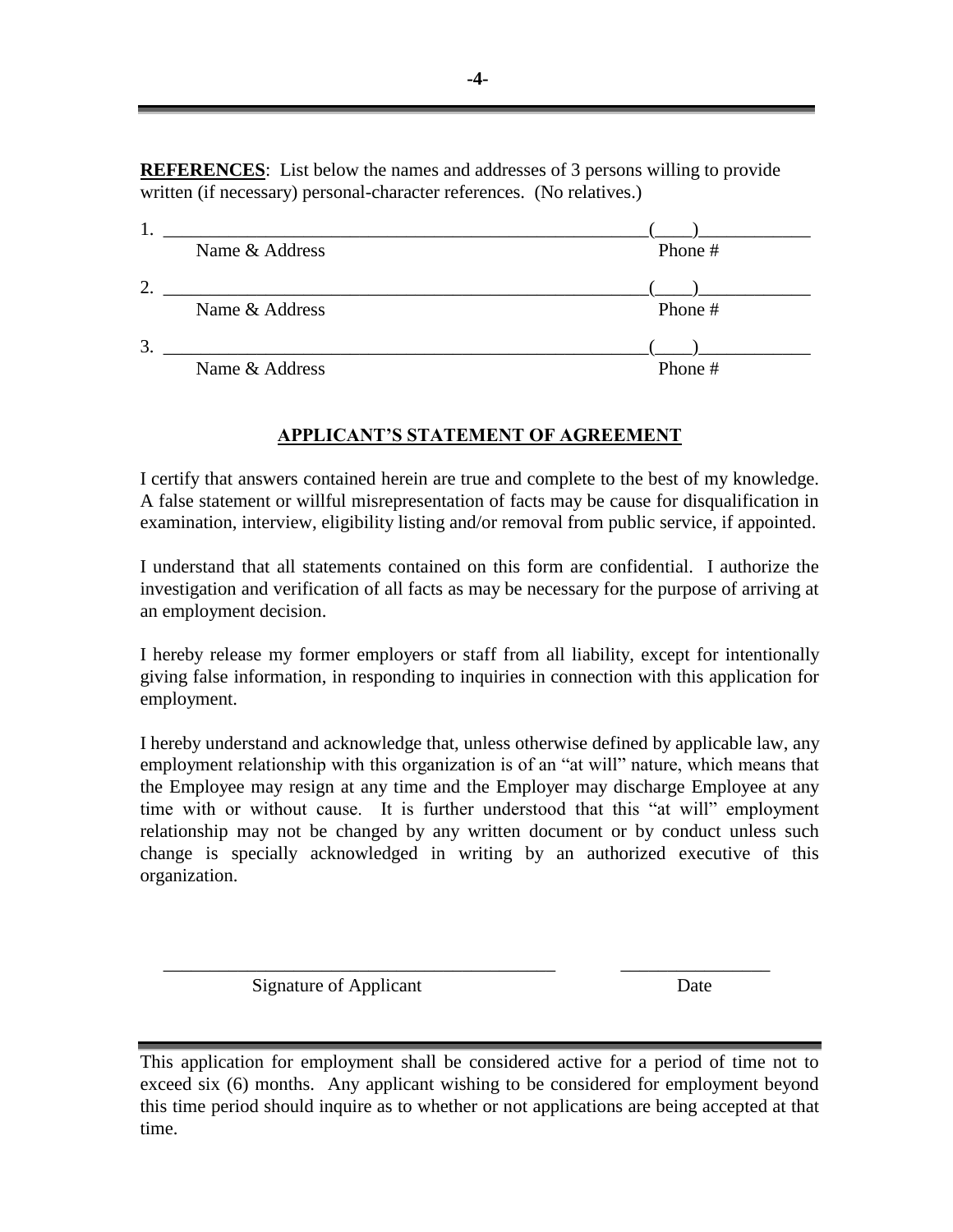**REFERENCES**: List below the names and addresses of 3 persons willing to provide written (if necessary) personal-character references. (No relatives.)

1. ______________________________________________________(____)____________
   Name & Address Phone #

2. ______________________________________________________(____)____________
   Name & Address Phone #

3. ______________________________________________________(____)____________
   Name & Address Phone #

## APPLICANT'S STATEMENT OF AGREEMENT

I certify that answers contained herein are true and complete to the best of my knowledge. A false statement or willful misrepresentation of facts may be cause for disqualification in examination, interview, eligibility listing and/or removal from public service, if appointed.

I understand that all statements contained on this form are confidential. I authorize the investigation and verification of all facts as may be necessary for the purpose of arriving at an employment decision.

I hereby release my former employers or staff from all liability, except for intentionally giving false information, in responding to inquiries in connection with this application for employment.

I hereby understand and acknowledge that, unless otherwise defined by applicable law, any employment relationship with this organization is of an "at will" nature, which means that the Employee may resign at any time and the Employer may discharge Employee at any time with or without cause. It is further understood that this "at will" employment relationship may not be changed by any written document or by conduct unless such change is specially acknowledged in writing by an authorized executive of this organization.

_____________________________________________ ________________
Signature of Applicant Date

---

This application for employment shall be considered active for a period of time not to exceed six (6) months. Any applicant wishing to be considered for employment beyond this time period should inquire as to whether or not applications are being accepted at that time.